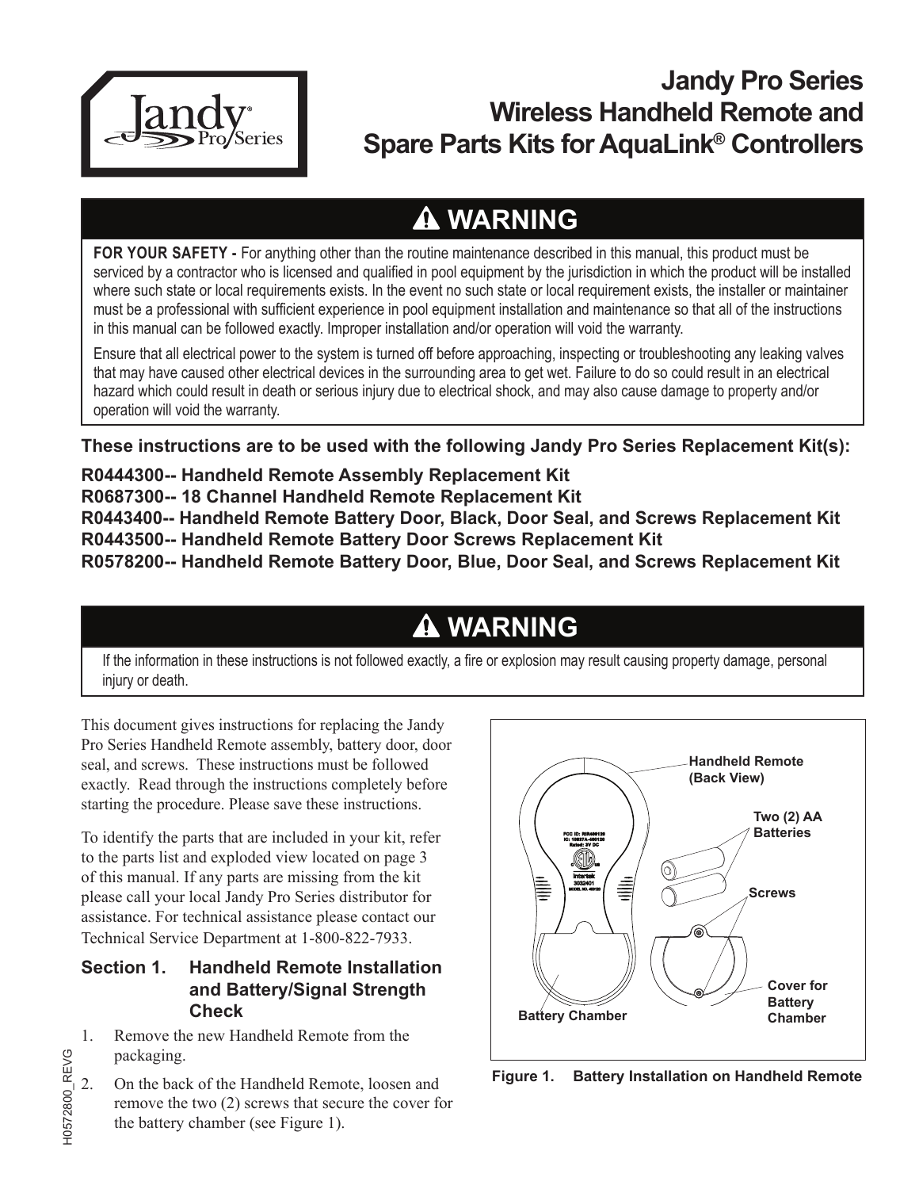# Jandy Pro Series Wireless Handheld Remote and Spare Parts Kits for AquaLink® Controllers

## ⚠ WARNING

**FOR YOUR SAFETY -** For anything other than the routine maintenance described in this manual, this product must be serviced by a contractor who is licensed and qualified in pool equipment by the jurisdiction in which the product will be installed where such state or local requirements exists. In the event no such state or local requirement exists, the installer or maintainer must be a professional with sufficient experience in pool equipment installation and maintenance so that all of the instructions in this manual can be followed exactly. Improper installation and/or operation will void the warranty.

Ensure that all electrical power to the system is turned off before approaching, inspecting or troubleshooting any leaking valves that may have caused other electrical devices in the surrounding area to get wet. Failure to do so could result in an electrical hazard which could result in death or serious injury due to electrical shock, and may also cause damage to property and/or operation will void the warranty.

**These instructions are to be used with the following Jandy Pro Series Replacement Kit(s):**

**R0444300-- Handheld Remote Assembly Replacement Kit**
**R0687300-- 18 Channel Handheld Remote Replacement Kit**
**R0443400-- Handheld Remote Battery Door, Black, Door Seal, and Screws Replacement Kit**
**R0443500-- Handheld Remote Battery Door Screws Replacement Kit**
**R0578200-- Handheld Remote Battery Door, Blue, Door Seal, and Screws Replacement Kit**

## ⚠ WARNING

If the information in these instructions is not followed exactly, a fire or explosion may result causing property damage, personal injury or death.

This document gives instructions for replacing the Jandy Pro Series Handheld Remote assembly, battery door, door seal, and screws. These instructions must be followed exactly. Read through the instructions completely before starting the procedure. Please save these instructions.

To identify the parts that are included in your kit, refer to the parts list and exploded view located on page 3 of this manual. If any parts are missing from the kit please call your local Jandy Pro Series distributor for assistance. For technical assistance please contact our Technical Service Department at 1-800-822-7933.

### Section 1. Handheld Remote Installation and Battery/Signal Strength Check

1. Remove the new Handheld Remote from the packaging.
2. On the back of the Handheld Remote, loosen and remove the two (2) screws that secure the cover for the battery chamber (see Figure 1).

Handheld Remote (Back View)
Two (2) AA Batteries
Screws
Cover for Battery Chamber
Battery Chamber

**Figure 1. Battery Installation on Handheld Remote**

H0572800_REVG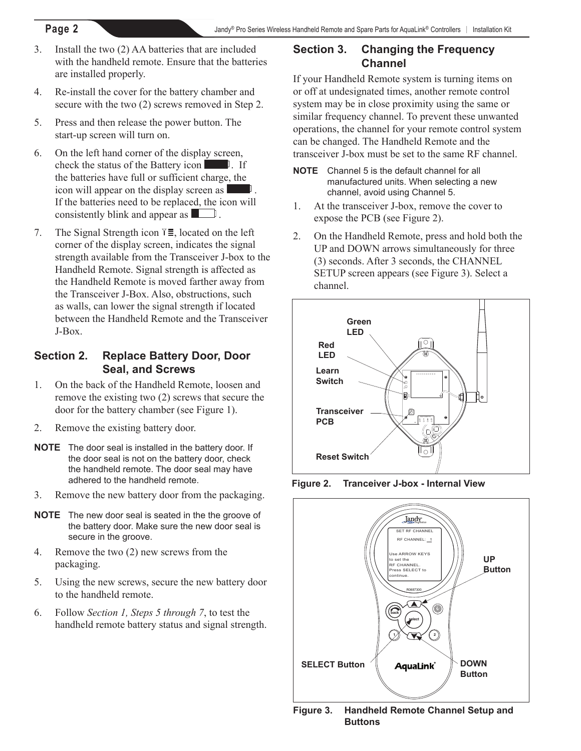3. Install the two (2) AA batteries that are included with the handheld remote. Ensure that the batteries are installed properly.
4. Re-install the cover for the battery chamber and secure with the two (2) screws removed in Step 2.
5. Press and then release the power button. The start-up screen will turn on.
6. On the left hand corner of the display screen, check the status of the Battery icon. If the batteries have full or sufficient charge, the icon will appear on the display screen as . If the batteries need to be replaced, the icon will consistently blink and appear as .
7. The Signal Strength icon, located on the left corner of the display screen, indicates the signal strength available from the Transceiver J-box to the Handheld Remote. Signal strength is affected as the Handheld Remote is moved farther away from the Transceiver J-Box. Also, obstructions, such as walls, can lower the signal strength if located between the Handheld Remote and the Transceiver J-Box.

## Section 2. Replace Battery Door, Door Seal, and Screws

1. On the back of the Handheld Remote, loosen and remove the existing two (2) screws that secure the door for the battery chamber (see Figure 1).
2. Remove the existing battery door.

**NOTE** The door seal is installed in the battery door. If the door seal is not on the battery door, check the handheld remote. The door seal may have adhered to the handheld remote.

3. Remove the new battery door from the packaging.

**NOTE** The new door seal is seated in the the groove of the battery door. Make sure the new door seal is secure in the groove.

4. Remove the two (2) new screws from the packaging.
5. Using the new screws, secure the new battery door to the handheld remote.
6. Follow *Section 1, Steps 5 through 7*, to test the handheld remote battery status and signal strength.

## Section 3. Changing the Frequency Channel

If your Handheld Remote system is turning items on or off at undesignated times, another remote control system may be in close proximity using the same or similar frequency channel. To prevent these unwanted operations, the channel for your remote control system can be changed. The Handheld Remote and the transceiver J-box must be set to the same RF channel.

**NOTE** Channel 5 is the default channel for all manufactured units. When selecting a new channel, avoid using Channel 5.

1. At the transceiver J-box, remove the cover to expose the PCB (see Figure 2).
2. On the Handheld Remote, press and hold both the UP and DOWN arrows simultaneously for three (3) seconds. After 3 seconds, the CHANNEL SETUP screen appears (see Figure 3). Select a channel.

Green LED
Red LED
Learn Switch
Transceiver PCB
Reset Switch

**Figure 2. Tranceiver J-box - Internal View**

SET RF CHANNEL
RF CHANNEL: 1
Use ARROW KEYS to set the RF CHANNEL. Press SELECT to continue.

UP Button
SELECT Button
DOWN Button

**Figure 3. Handheld Remote Channel Setup and Buttons**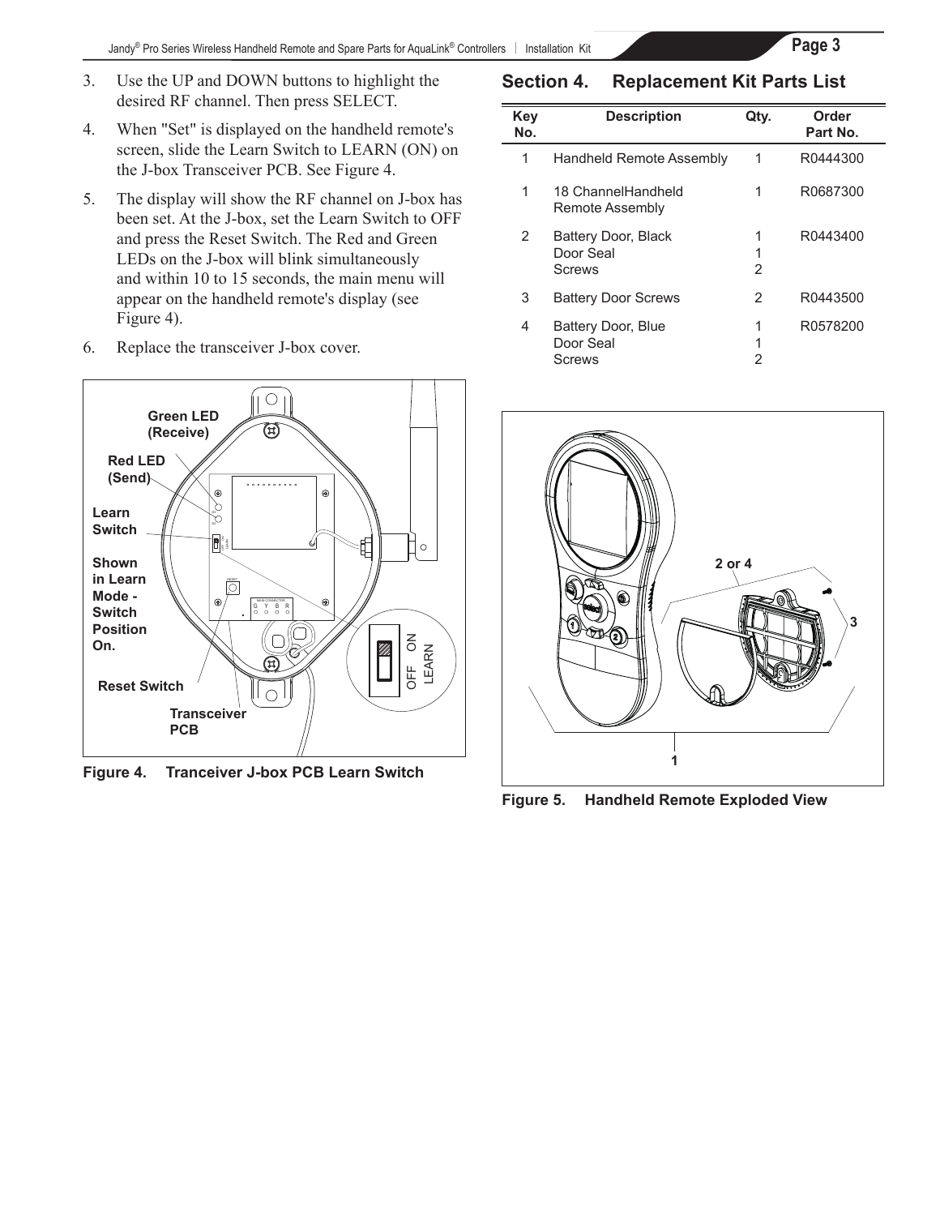3. Use the UP and DOWN buttons to highlight the desired RF channel. Then press SELECT.
4. When "Set" is displayed on the handheld remote's screen, slide the Learn Switch to LEARN (ON) on the J-box Transceiver PCB. See Figure 4.
5. The display will show the RF channel on J-box has been set. At the J-box, set the Learn Switch to OFF and press the Reset Switch. The Red and Green LEDs on the J-box will blink simultaneously and within 10 to 15 seconds, the main menu will appear on the handheld remote's display (see Figure 4).
6. Replace the transceiver J-box cover.

Green LED (Receive)

Red LED (Send)

Learn Switch

Shown in Learn Mode - Switch Position On.

Reset Switch

Transceiver PCB

OFF ON LEARN

**Figure 4. Tranceiver J-box PCB Learn Switch**

## Section 4. Replacement Kit Parts List

| Key No. | Description | Qty. | Order Part No. |
|---|---|---|---|
| 1 | Handheld Remote Assembly | 1 | R0444300 |
| 1 | 18 ChannelHandheld Remote Assembly | 1 | R0687300 |
| 2 | Battery Door, Black<br>Door Seal<br>Screws | 1<br>1<br>2 | R0443400 |
| 3 | Battery Door Screws | 2 | R0443500 |
| 4 | Battery Door, Blue<br>Door Seal<br>Screws | 1<br>1<br>2 | R0578200 |

2 or 4

3

1

**Figure 5. Handheld Remote Exploded View**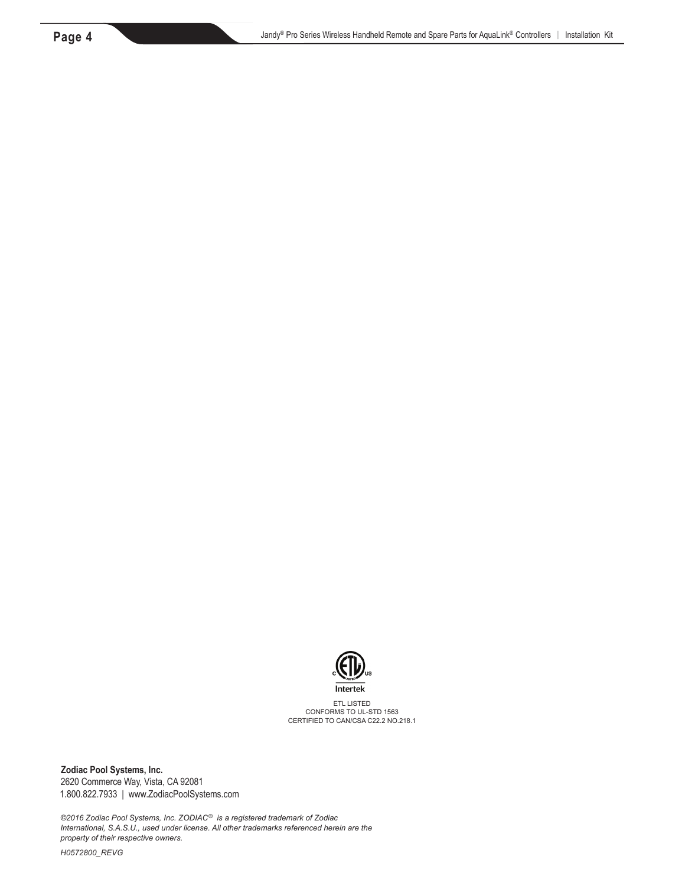Intertek

ETL LISTED
CONFORMS TO UL-STD 1563
CERTIFIED TO CAN/CSA C22.2 NO.218.1

**Zodiac Pool Systems, Inc.**
2620 Commerce Way, Vista, CA 92081
1.800.822.7933 | www.ZodiacPoolSystems.com

*©2016 Zodiac Pool Systems, Inc. ZODIAC® is a registered trademark of Zodiac International, S.A.S.U., used under license. All other trademarks referenced herein are the property of their respective owners.*

*H0572800_REVG*